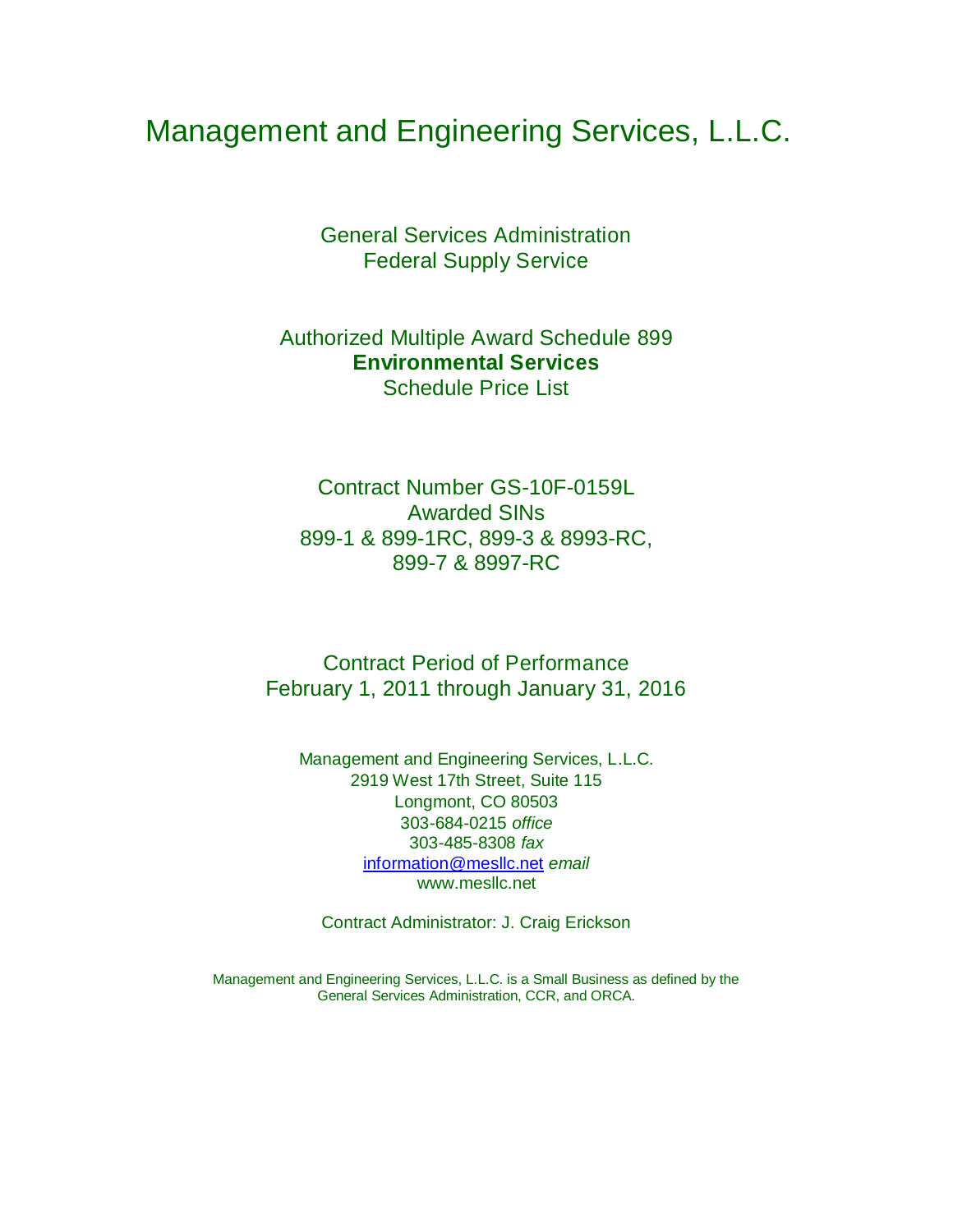# Management and Engineering Services, L.L.C.

General Services Administration
Federal Supply Service

Authorized Multiple Award Schedule 899
**Environmental Services**
Schedule Price List

Contract Number GS-10F-0159L
Awarded SINs
899-1 & 899-1RC, 899-3 & 8993-RC,
899-7 & 8997-RC

Contract Period of Performance
February 1, 2011 through January 31, 2016

Management and Engineering Services, L.L.C.
2919 West 17th Street, Suite 115
Longmont, CO 80503
303-684-0215 *office*
303-485-8308 *fax*
information@mesllc.net *email*
www.mesllc.net

Contract Administrator: J. Craig Erickson

Management and Engineering Services, L.L.C. is a Small Business as defined by the General Services Administration, CCR, and ORCA.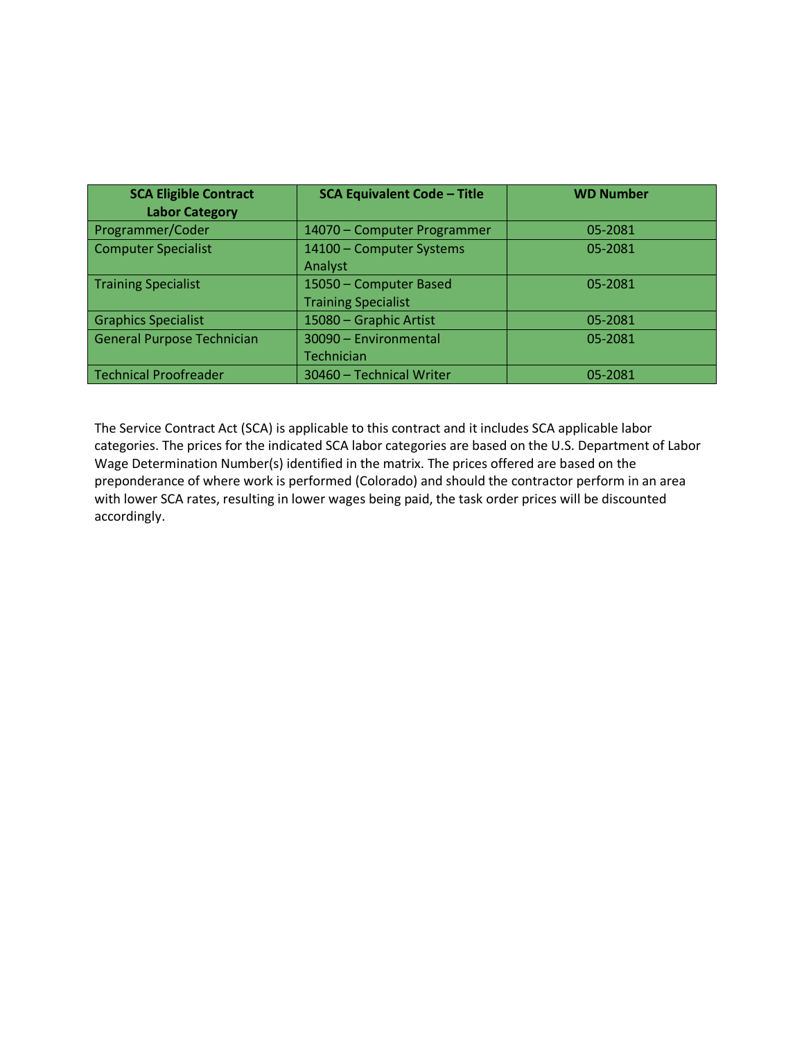| SCA Eligible Contract Labor Category | SCA Equivalent Code – Title | WD Number |
|---|---|---|
| Programmer/Coder | 14070 – Computer Programmer | 05-2081 |
| Computer Specialist | 14100 – Computer Systems Analyst | 05-2081 |
| Training Specialist | 15050 – Computer Based Training Specialist | 05-2081 |
| Graphics Specialist | 15080 – Graphic Artist | 05-2081 |
| General Purpose Technician | 30090 – Environmental Technician | 05-2081 |
| Technical Proofreader | 30460 – Technical Writer | 05-2081 |

The Service Contract Act (SCA) is applicable to this contract and it includes SCA applicable labor categories. The prices for the indicated SCA labor categories are based on the U.S. Department of Labor Wage Determination Number(s) identified in the matrix. The prices offered are based on the preponderance of where work is performed (Colorado) and should the contractor perform in an area with lower SCA rates, resulting in lower wages being paid, the task order prices will be discounted accordingly.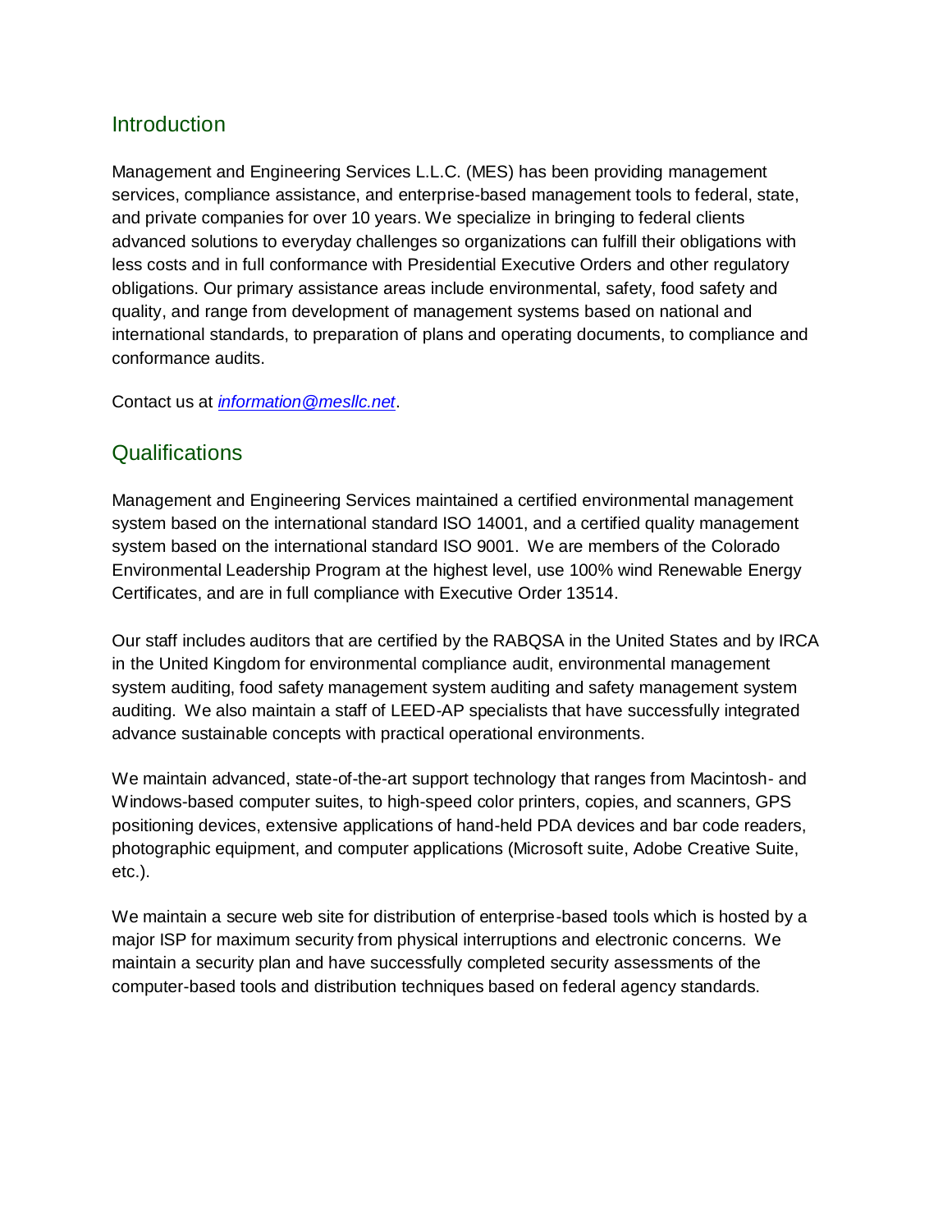## Introduction

Management and Engineering Services L.L.C. (MES) has been providing management services, compliance assistance, and enterprise-based management tools to federal, state, and private companies for over 10 years. We specialize in bringing to federal clients advanced solutions to everyday challenges so organizations can fulfill their obligations with less costs and in full conformance with Presidential Executive Orders and other regulatory obligations. Our primary assistance areas include environmental, safety, food safety and quality, and range from development of management systems based on national and international standards, to preparation of plans and operating documents, to compliance and conformance audits.

Contact us at *information@mesllc.net*.

## Qualifications

Management and Engineering Services maintained a certified environmental management system based on the international standard ISO 14001, and a certified quality management system based on the international standard ISO 9001. We are members of the Colorado Environmental Leadership Program at the highest level, use 100% wind Renewable Energy Certificates, and are in full compliance with Executive Order 13514.

Our staff includes auditors that are certified by the RABQSA in the United States and by IRCA in the United Kingdom for environmental compliance audit, environmental management system auditing, food safety management system auditing and safety management system auditing. We also maintain a staff of LEED-AP specialists that have successfully integrated advance sustainable concepts with practical operational environments.

We maintain advanced, state-of-the-art support technology that ranges from Macintosh- and Windows-based computer suites, to high-speed color printers, copies, and scanners, GPS positioning devices, extensive applications of hand-held PDA devices and bar code readers, photographic equipment, and computer applications (Microsoft suite, Adobe Creative Suite, etc.).

We maintain a secure web site for distribution of enterprise-based tools which is hosted by a major ISP for maximum security from physical interruptions and electronic concerns. We maintain a security plan and have successfully completed security assessments of the computer-based tools and distribution techniques based on federal agency standards.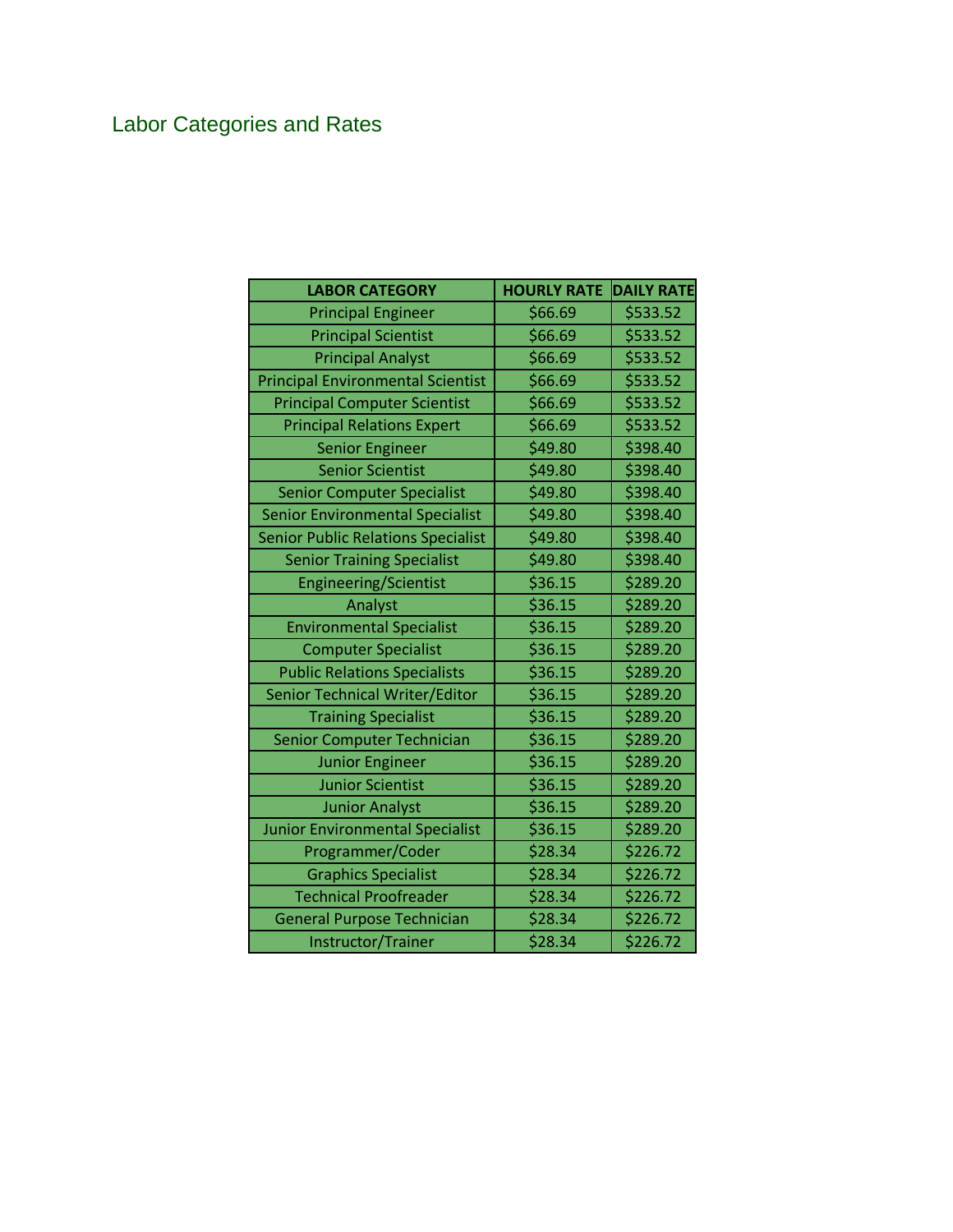## Labor Categories and Rates

| LABOR CATEGORY | HOURLY RATE | DAILY RATE |
|---|---|---|
| Principal Engineer | $66.69 | $533.52 |
| Principal Scientist | $66.69 | $533.52 |
| Principal Analyst | $66.69 | $533.52 |
| Principal Environmental Scientist | $66.69 | $533.52 |
| Principal Computer Scientist | $66.69 | $533.52 |
| Principal Relations Expert | $66.69 | $533.52 |
| Senior Engineer | $49.80 | $398.40 |
| Senior Scientist | $49.80 | $398.40 |
| Senior Computer Specialist | $49.80 | $398.40 |
| Senior Environmental Specialist | $49.80 | $398.40 |
| Senior Public Relations Specialist | $49.80 | $398.40 |
| Senior Training Specialist | $49.80 | $398.40 |
| Engineering/Scientist | $36.15 | $289.20 |
| Analyst | $36.15 | $289.20 |
| Environmental Specialist | $36.15 | $289.20 |
| Computer Specialist | $36.15 | $289.20 |
| Public Relations Specialists | $36.15 | $289.20 |
| Senior Technical Writer/Editor | $36.15 | $289.20 |
| Training Specialist | $36.15 | $289.20 |
| Senior Computer Technician | $36.15 | $289.20 |
| Junior Engineer | $36.15 | $289.20 |
| Junior Scientist | $36.15 | $289.20 |
| Junior Analyst | $36.15 | $289.20 |
| Junior Environmental Specialist | $36.15 | $289.20 |
| Programmer/Coder | $28.34 | $226.72 |
| Graphics Specialist | $28.34 | $226.72 |
| Technical Proofreader | $28.34 | $226.72 |
| General Purpose Technician | $28.34 | $226.72 |
| Instructor/Trainer | $28.34 | $226.72 |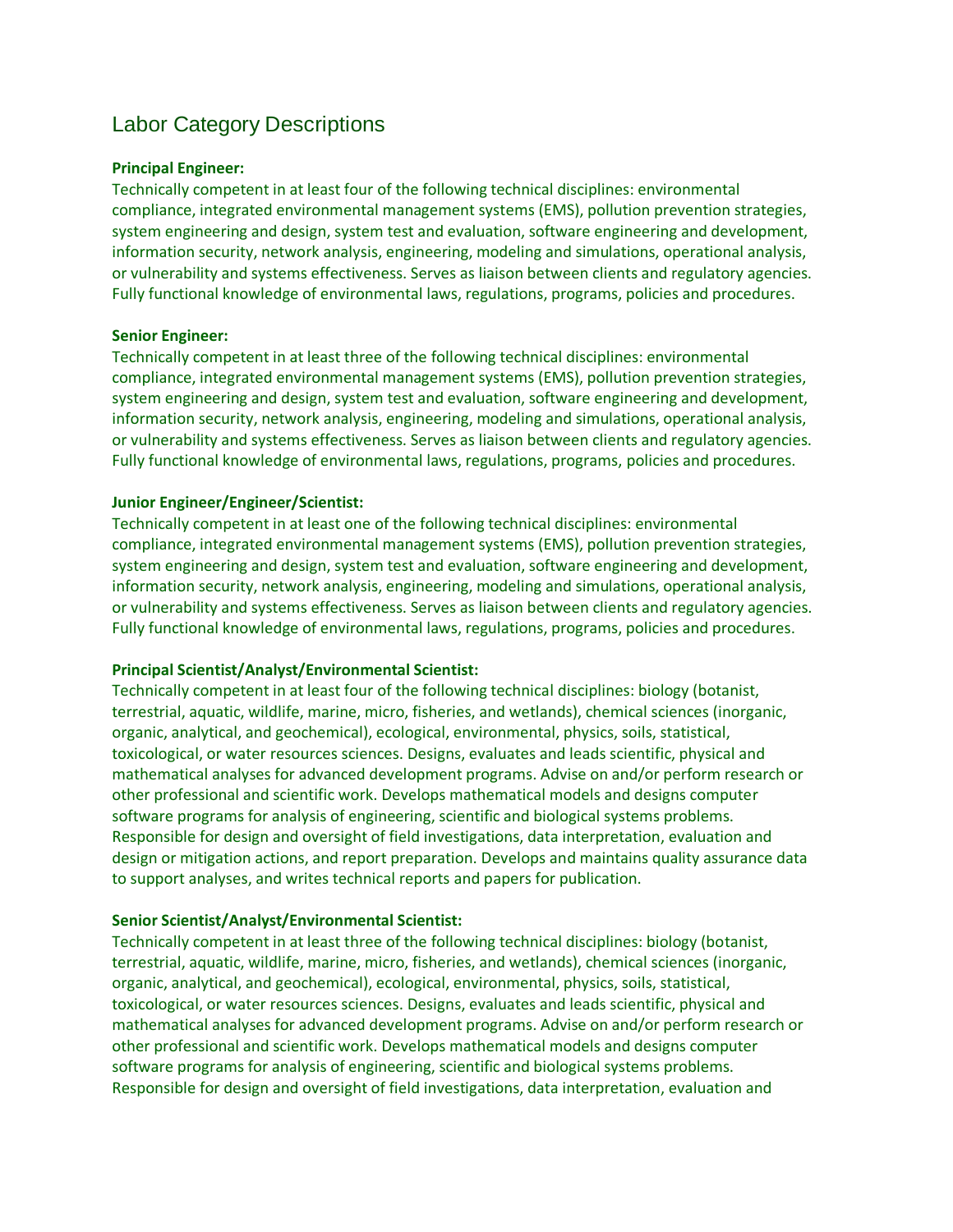# Labor Category Descriptions

**Principal Engineer:**
Technically competent in at least four of the following technical disciplines: environmental compliance, integrated environmental management systems (EMS), pollution prevention strategies, system engineering and design, system test and evaluation, software engineering and development, information security, network analysis, engineering, modeling and simulations, operational analysis, or vulnerability and systems effectiveness. Serves as liaison between clients and regulatory agencies. Fully functional knowledge of environmental laws, regulations, programs, policies and procedures.

**Senior Engineer:**
Technically competent in at least three of the following technical disciplines: environmental compliance, integrated environmental management systems (EMS), pollution prevention strategies, system engineering and design, system test and evaluation, software engineering and development, information security, network analysis, engineering, modeling and simulations, operational analysis, or vulnerability and systems effectiveness. Serves as liaison between clients and regulatory agencies. Fully functional knowledge of environmental laws, regulations, programs, policies and procedures.

**Junior Engineer/Engineer/Scientist:**
Technically competent in at least one of the following technical disciplines: environmental compliance, integrated environmental management systems (EMS), pollution prevention strategies, system engineering and design, system test and evaluation, software engineering and development, information security, network analysis, engineering, modeling and simulations, operational analysis, or vulnerability and systems effectiveness. Serves as liaison between clients and regulatory agencies. Fully functional knowledge of environmental laws, regulations, programs, policies and procedures.

**Principal Scientist/Analyst/Environmental Scientist:**
Technically competent in at least four of the following technical disciplines: biology (botanist, terrestrial, aquatic, wildlife, marine, micro, fisheries, and wetlands), chemical sciences (inorganic, organic, analytical, and geochemical), ecological, environmental, physics, soils, statistical, toxicological, or water resources sciences. Designs, evaluates and leads scientific, physical and mathematical analyses for advanced development programs. Advise on and/or perform research or other professional and scientific work. Develops mathematical models and designs computer software programs for analysis of engineering, scientific and biological systems problems. Responsible for design and oversight of field investigations, data interpretation, evaluation and design or mitigation actions, and report preparation. Develops and maintains quality assurance data to support analyses, and writes technical reports and papers for publication.

**Senior Scientist/Analyst/Environmental Scientist:**
Technically competent in at least three of the following technical disciplines: biology (botanist, terrestrial, aquatic, wildlife, marine, micro, fisheries, and wetlands), chemical sciences (inorganic, organic, analytical, and geochemical), ecological, environmental, physics, soils, statistical, toxicological, or water resources sciences. Designs, evaluates and leads scientific, physical and mathematical analyses for advanced development programs. Advise on and/or perform research or other professional and scientific work. Develops mathematical models and designs computer software programs for analysis of engineering, scientific and biological systems problems. Responsible for design and oversight of field investigations, data interpretation, evaluation and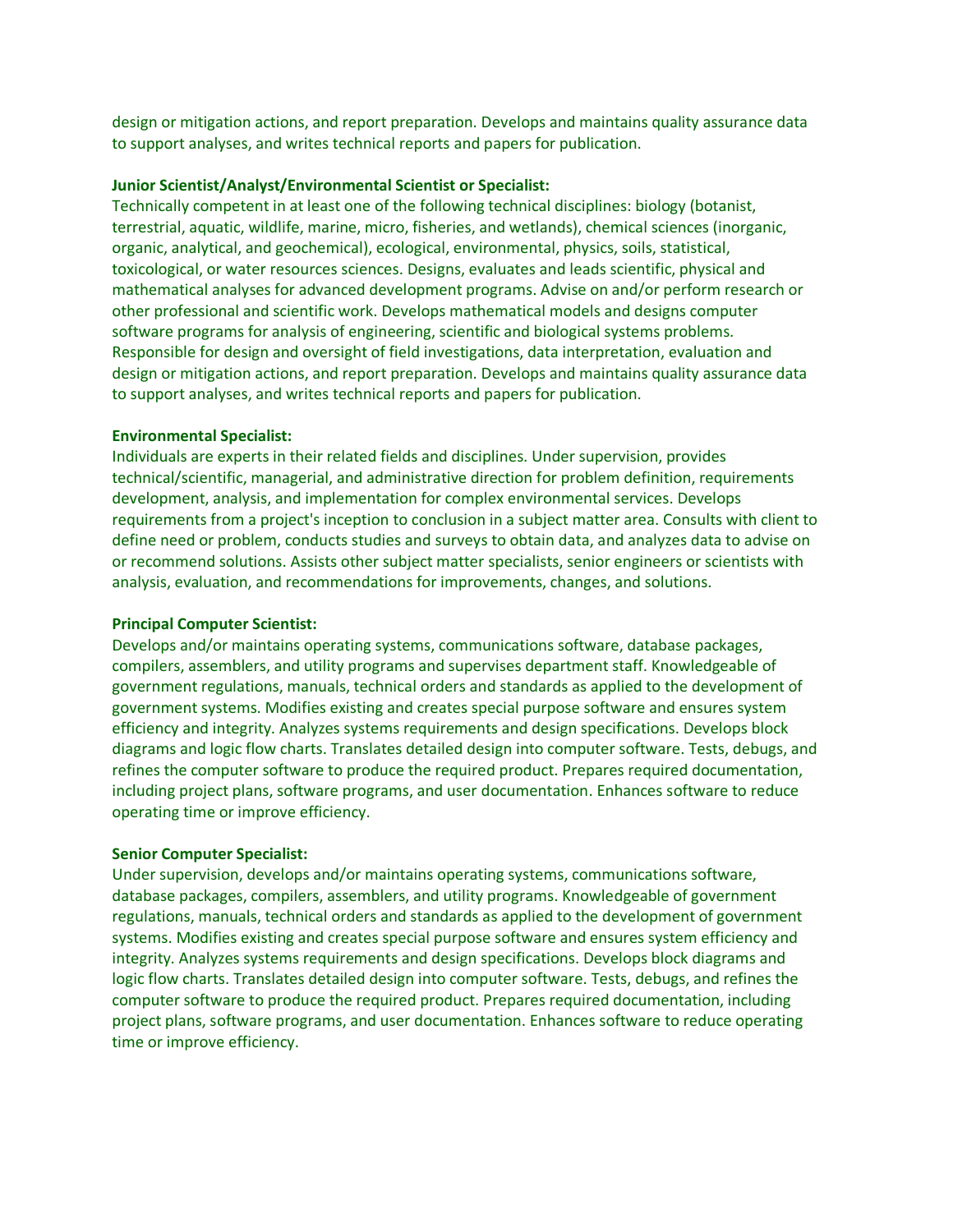design or mitigation actions, and report preparation. Develops and maintains quality assurance data to support analyses, and writes technical reports and papers for publication.

**Junior Scientist/Analyst/Environmental Scientist or Specialist:**
Technically competent in at least one of the following technical disciplines: biology (botanist, terrestrial, aquatic, wildlife, marine, micro, fisheries, and wetlands), chemical sciences (inorganic, organic, analytical, and geochemical), ecological, environmental, physics, soils, statistical, toxicological, or water resources sciences. Designs, evaluates and leads scientific, physical and mathematical analyses for advanced development programs. Advise on and/or perform research or other professional and scientific work. Develops mathematical models and designs computer software programs for analysis of engineering, scientific and biological systems problems. Responsible for design and oversight of field investigations, data interpretation, evaluation and design or mitigation actions, and report preparation. Develops and maintains quality assurance data to support analyses, and writes technical reports and papers for publication.

**Environmental Specialist:**
Individuals are experts in their related fields and disciplines. Under supervision, provides technical/scientific, managerial, and administrative direction for problem definition, requirements development, analysis, and implementation for complex environmental services. Develops requirements from a project's inception to conclusion in a subject matter area. Consults with client to define need or problem, conducts studies and surveys to obtain data, and analyzes data to advise on or recommend solutions. Assists other subject matter specialists, senior engineers or scientists with analysis, evaluation, and recommendations for improvements, changes, and solutions.

**Principal Computer Scientist:**
Develops and/or maintains operating systems, communications software, database packages, compilers, assemblers, and utility programs and supervises department staff. Knowledgeable of government regulations, manuals, technical orders and standards as applied to the development of government systems. Modifies existing and creates special purpose software and ensures system efficiency and integrity. Analyzes systems requirements and design specifications. Develops block diagrams and logic flow charts. Translates detailed design into computer software. Tests, debugs, and refines the computer software to produce the required product. Prepares required documentation, including project plans, software programs, and user documentation. Enhances software to reduce operating time or improve efficiency.

**Senior Computer Specialist:**
Under supervision, develops and/or maintains operating systems, communications software, database packages, compilers, assemblers, and utility programs. Knowledgeable of government regulations, manuals, technical orders and standards as applied to the development of government systems. Modifies existing and creates special purpose software and ensures system efficiency and integrity. Analyzes systems requirements and design specifications. Develops block diagrams and logic flow charts. Translates detailed design into computer software. Tests, debugs, and refines the computer software to produce the required product. Prepares required documentation, including project plans, software programs, and user documentation. Enhances software to reduce operating time or improve efficiency.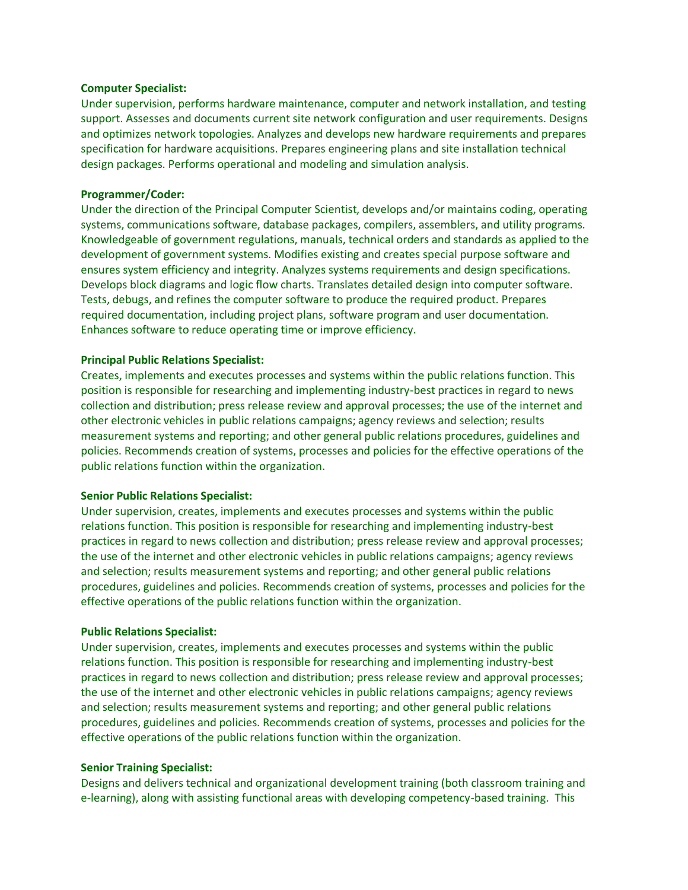**Computer Specialist:**

Under supervision, performs hardware maintenance, computer and network installation, and testing support. Assesses and documents current site network configuration and user requirements. Designs and optimizes network topologies. Analyzes and develops new hardware requirements and prepares specification for hardware acquisitions. Prepares engineering plans and site installation technical design packages. Performs operational and modeling and simulation analysis.

**Programmer/Coder:**

Under the direction of the Principal Computer Scientist, develops and/or maintains coding, operating systems, communications software, database packages, compilers, assemblers, and utility programs. Knowledgeable of government regulations, manuals, technical orders and standards as applied to the development of government systems. Modifies existing and creates special purpose software and ensures system efficiency and integrity. Analyzes systems requirements and design specifications. Develops block diagrams and logic flow charts. Translates detailed design into computer software. Tests, debugs, and refines the computer software to produce the required product. Prepares required documentation, including project plans, software program and user documentation. Enhances software to reduce operating time or improve efficiency.

**Principal Public Relations Specialist:**

Creates, implements and executes processes and systems within the public relations function. This position is responsible for researching and implementing industry-best practices in regard to news collection and distribution; press release review and approval processes; the use of the internet and other electronic vehicles in public relations campaigns; agency reviews and selection; results measurement systems and reporting; and other general public relations procedures, guidelines and policies. Recommends creation of systems, processes and policies for the effective operations of the public relations function within the organization.

**Senior Public Relations Specialist:**

Under supervision, creates, implements and executes processes and systems within the public relations function. This position is responsible for researching and implementing industry-best practices in regard to news collection and distribution; press release review and approval processes; the use of the internet and other electronic vehicles in public relations campaigns; agency reviews and selection; results measurement systems and reporting; and other general public relations procedures, guidelines and policies. Recommends creation of systems, processes and policies for the effective operations of the public relations function within the organization.

**Public Relations Specialist:**

Under supervision, creates, implements and executes processes and systems within the public relations function. This position is responsible for researching and implementing industry-best practices in regard to news collection and distribution; press release review and approval processes; the use of the internet and other electronic vehicles in public relations campaigns; agency reviews and selection; results measurement systems and reporting; and other general public relations procedures, guidelines and policies. Recommends creation of systems, processes and policies for the effective operations of the public relations function within the organization.

**Senior Training Specialist:**

Designs and delivers technical and organizational development training (both classroom training and e-learning), along with assisting functional areas with developing competency-based training. This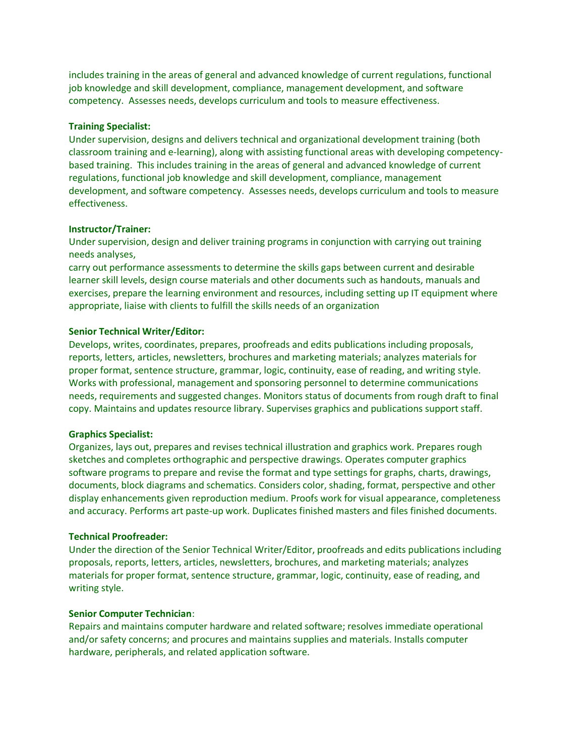includes training in the areas of general and advanced knowledge of current regulations, functional job knowledge and skill development, compliance, management development, and software competency. Assesses needs, develops curriculum and tools to measure effectiveness.

**Training Specialist:**
Under supervision, designs and delivers technical and organizational development training (both classroom training and e-learning), along with assisting functional areas with developing competency-based training. This includes training in the areas of general and advanced knowledge of current regulations, functional job knowledge and skill development, compliance, management development, and software competency. Assesses needs, develops curriculum and tools to measure effectiveness.

**Instructor/Trainer:**
Under supervision, design and deliver training programs in conjunction with carrying out training needs analyses,
carry out performance assessments to determine the skills gaps between current and desirable learner skill levels, design course materials and other documents such as handouts, manuals and exercises, prepare the learning environment and resources, including setting up IT equipment where appropriate, liaise with clients to fulfill the skills needs of an organization

**Senior Technical Writer/Editor:**
Develops, writes, coordinates, prepares, proofreads and edits publications including proposals, reports, letters, articles, newsletters, brochures and marketing materials; analyzes materials for proper format, sentence structure, grammar, logic, continuity, ease of reading, and writing style. Works with professional, management and sponsoring personnel to determine communications needs, requirements and suggested changes. Monitors status of documents from rough draft to final copy. Maintains and updates resource library. Supervises graphics and publications support staff.

**Graphics Specialist:**
Organizes, lays out, prepares and revises technical illustration and graphics work. Prepares rough sketches and completes orthographic and perspective drawings. Operates computer graphics software programs to prepare and revise the format and type settings for graphs, charts, drawings, documents, block diagrams and schematics. Considers color, shading, format, perspective and other display enhancements given reproduction medium. Proofs work for visual appearance, completeness and accuracy. Performs art paste-up work. Duplicates finished masters and files finished documents.

**Technical Proofreader:**
Under the direction of the Senior Technical Writer/Editor, proofreads and edits publications including proposals, reports, letters, articles, newsletters, brochures, and marketing materials; analyzes materials for proper format, sentence structure, grammar, logic, continuity, ease of reading, and writing style.

**Senior Computer Technician**:
Repairs and maintains computer hardware and related software; resolves immediate operational and/or safety concerns; and procures and maintains supplies and materials. Installs computer hardware, peripherals, and related application software.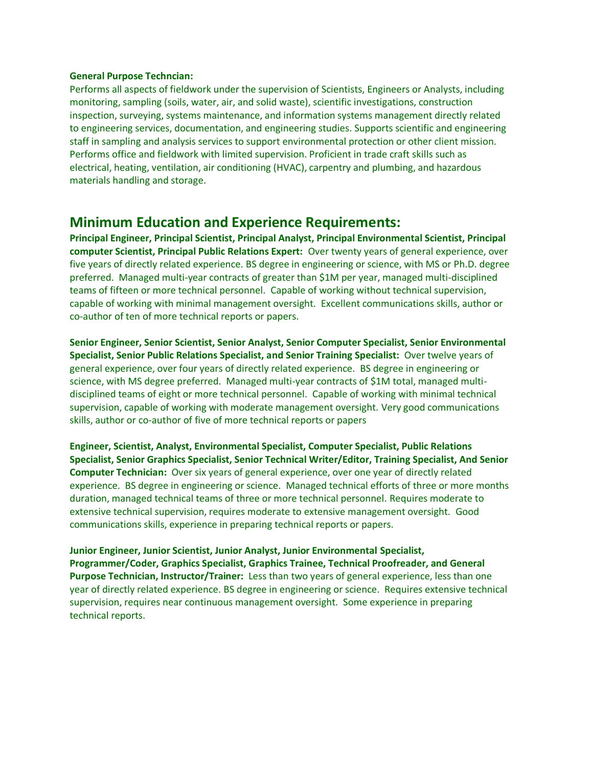**General Purpose Techncian:**
Performs all aspects of fieldwork under the supervision of Scientists, Engineers or Analysts, including monitoring, sampling (soils, water, air, and solid waste), scientific investigations, construction inspection, surveying, systems maintenance, and information systems management directly related to engineering services, documentation, and engineering studies. Supports scientific and engineering staff in sampling and analysis services to support environmental protection or other client mission. Performs office and fieldwork with limited supervision. Proficient in trade craft skills such as electrical, heating, ventilation, air conditioning (HVAC), carpentry and plumbing, and hazardous materials handling and storage.

## Minimum Education and Experience Requirements:

**Principal Engineer, Principal Scientist, Principal Analyst, Principal Environmental Scientist, Principal computer Scientist, Principal Public Relations Expert:** Over twenty years of general experience, over five years of directly related experience. BS degree in engineering or science, with MS or Ph.D. degree preferred. Managed multi-year contracts of greater than $1M per year, managed multi-disciplined teams of fifteen or more technical personnel. Capable of working without technical supervision, capable of working with minimal management oversight. Excellent communications skills, author or co-author of ten of more technical reports or papers.

**Senior Engineer, Senior Scientist, Senior Analyst, Senior Computer Specialist, Senior Environmental Specialist, Senior Public Relations Specialist, and Senior Training Specialist:** Over twelve years of general experience, over four years of directly related experience. BS degree in engineering or science, with MS degree preferred. Managed multi-year contracts of $1M total, managed multi-disciplined teams of eight or more technical personnel. Capable of working with minimal technical supervision, capable of working with moderate management oversight. Very good communications skills, author or co-author of five of more technical reports or papers

**Engineer, Scientist, Analyst, Environmental Specialist, Computer Specialist, Public Relations Specialist, Senior Graphics Specialist, Senior Technical Writer/Editor, Training Specialist, And Senior Computer Technician:** Over six years of general experience, over one year of directly related experience. BS degree in engineering or science. Managed technical efforts of three or more months duration, managed technical teams of three or more technical personnel. Requires moderate to extensive technical supervision, requires moderate to extensive management oversight. Good communications skills, experience in preparing technical reports or papers.

**Junior Engineer, Junior Scientist, Junior Analyst, Junior Environmental Specialist, Programmer/Coder, Graphics Specialist, Graphics Trainee, Technical Proofreader, and General Purpose Technician, Instructor/Trainer:** Less than two years of general experience, less than one year of directly related experience. BS degree in engineering or science. Requires extensive technical supervision, requires near continuous management oversight. Some experience in preparing technical reports.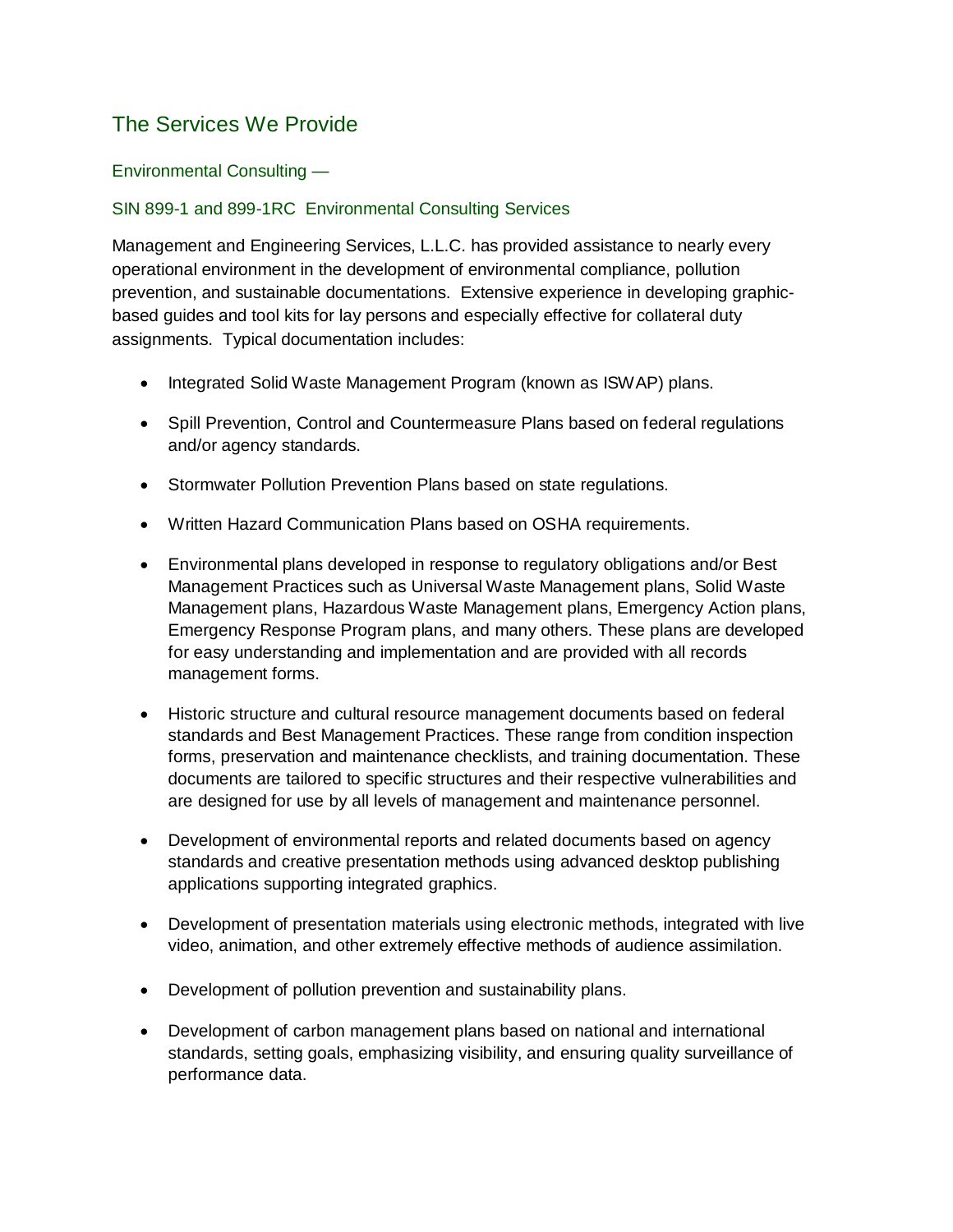## The Services We Provide

### Environmental Consulting —

### SIN 899-1 and 899-1RC Environmental Consulting Services

Management and Engineering Services, L.L.C. has provided assistance to nearly every operational environment in the development of environmental compliance, pollution prevention, and sustainable documentations. Extensive experience in developing graphic-based guides and tool kits for lay persons and especially effective for collateral duty assignments. Typical documentation includes:

- Integrated Solid Waste Management Program (known as ISWAP) plans.
- Spill Prevention, Control and Countermeasure Plans based on federal regulations and/or agency standards.
- Stormwater Pollution Prevention Plans based on state regulations.
- Written Hazard Communication Plans based on OSHA requirements.
- Environmental plans developed in response to regulatory obligations and/or Best Management Practices such as Universal Waste Management plans, Solid Waste Management plans, Hazardous Waste Management plans, Emergency Action plans, Emergency Response Program plans, and many others. These plans are developed for easy understanding and implementation and are provided with all records management forms.
- Historic structure and cultural resource management documents based on federal standards and Best Management Practices. These range from condition inspection forms, preservation and maintenance checklists, and training documentation. These documents are tailored to specific structures and their respective vulnerabilities and are designed for use by all levels of management and maintenance personnel.
- Development of environmental reports and related documents based on agency standards and creative presentation methods using advanced desktop publishing applications supporting integrated graphics.
- Development of presentation materials using electronic methods, integrated with live video, animation, and other extremely effective methods of audience assimilation.
- Development of pollution prevention and sustainability plans.
- Development of carbon management plans based on national and international standards, setting goals, emphasizing visibility, and ensuring quality surveillance of performance data.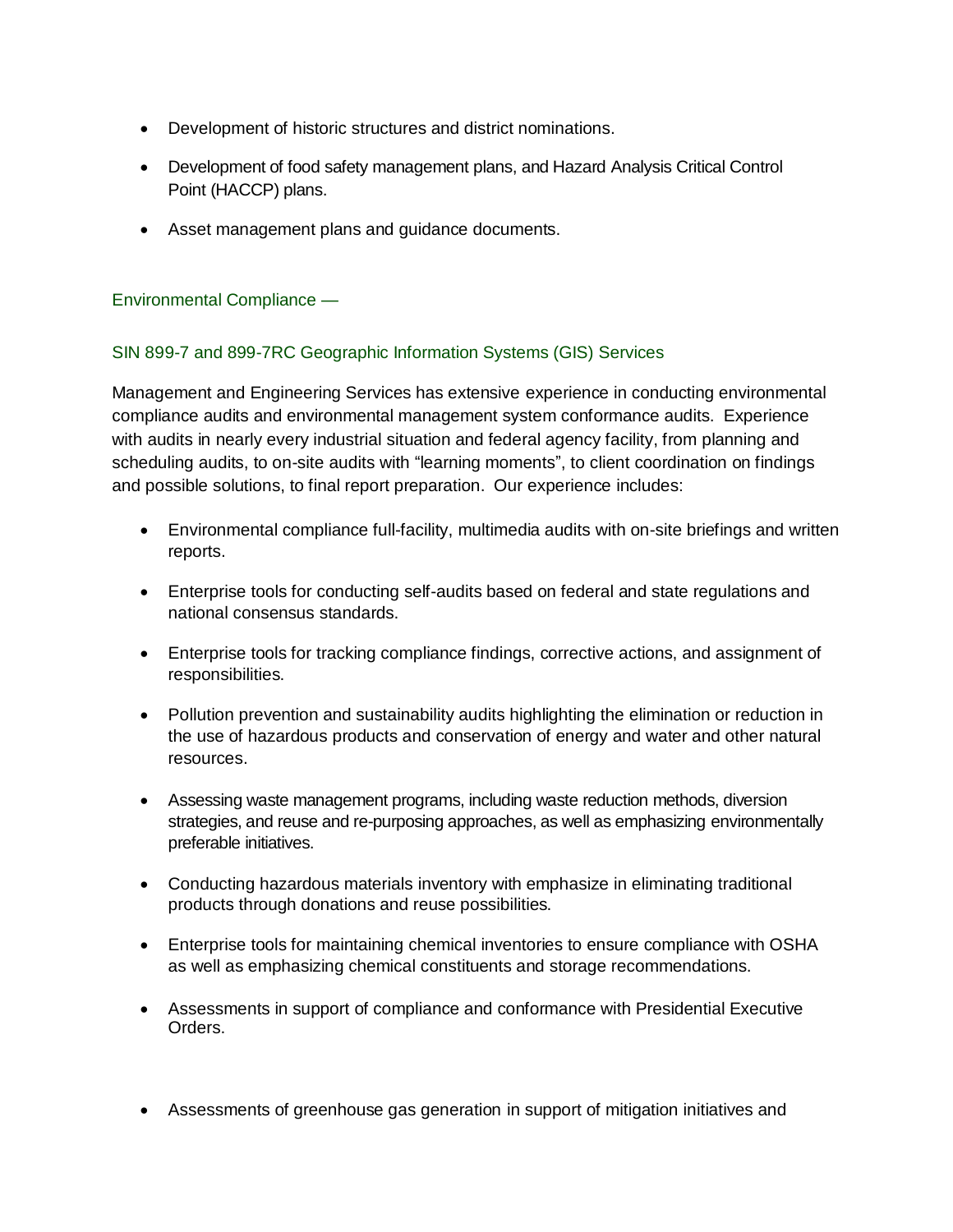- Development of historic structures and district nominations.
- Development of food safety management plans, and Hazard Analysis Critical Control Point (HACCP) plans.
- Asset management plans and guidance documents.

### Environmental Compliance —

### SIN 899-7 and 899-7RC Geographic Information Systems (GIS) Services

Management and Engineering Services has extensive experience in conducting environmental compliance audits and environmental management system conformance audits. Experience with audits in nearly every industrial situation and federal agency facility, from planning and scheduling audits, to on-site audits with "learning moments", to client coordination on findings and possible solutions, to final report preparation. Our experience includes:

- Environmental compliance full-facility, multimedia audits with on-site briefings and written reports.
- Enterprise tools for conducting self-audits based on federal and state regulations and national consensus standards.
- Enterprise tools for tracking compliance findings, corrective actions, and assignment of responsibilities.
- Pollution prevention and sustainability audits highlighting the elimination or reduction in the use of hazardous products and conservation of energy and water and other natural resources.
- Assessing waste management programs, including waste reduction methods, diversion strategies, and reuse and re-purposing approaches, as well as emphasizing environmentally preferable initiatives.
- Conducting hazardous materials inventory with emphasize in eliminating traditional products through donations and reuse possibilities.
- Enterprise tools for maintaining chemical inventories to ensure compliance with OSHA as well as emphasizing chemical constituents and storage recommendations.
- Assessments in support of compliance and conformance with Presidential Executive Orders.
- Assessments of greenhouse gas generation in support of mitigation initiatives and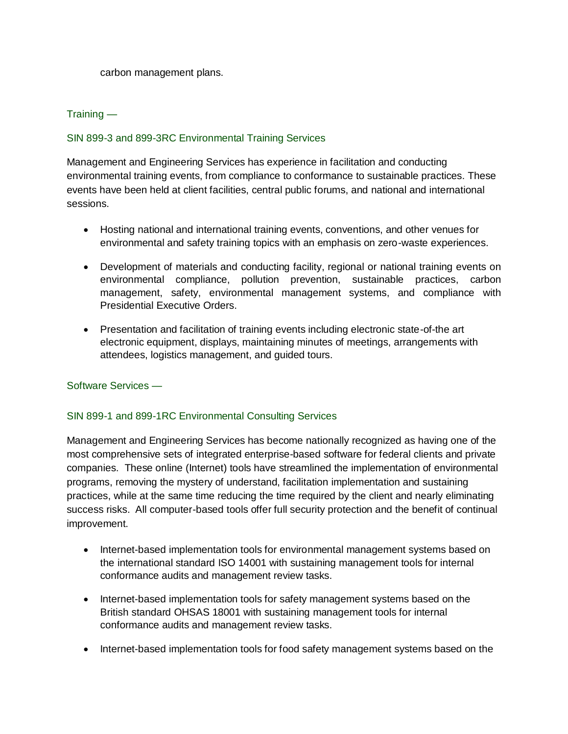carbon management plans.

### Training —

### SIN 899-3 and 899-3RC Environmental Training Services

Management and Engineering Services has experience in facilitation and conducting environmental training events, from compliance to conformance to sustainable practices. These events have been held at client facilities, central public forums, and national and international sessions.

- Hosting national and international training events, conventions, and other venues for environmental and safety training topics with an emphasis on zero-waste experiences.
- Development of materials and conducting facility, regional or national training events on environmental compliance, pollution prevention, sustainable practices, carbon management, safety, environmental management systems, and compliance with Presidential Executive Orders.
- Presentation and facilitation of training events including electronic state-of-the art electronic equipment, displays, maintaining minutes of meetings, arrangements with attendees, logistics management, and guided tours.

### Software Services —

### SIN 899-1 and 899-1RC Environmental Consulting Services

Management and Engineering Services has become nationally recognized as having one of the most comprehensive sets of integrated enterprise-based software for federal clients and private companies. These online (Internet) tools have streamlined the implementation of environmental programs, removing the mystery of understand, facilitation implementation and sustaining practices, while at the same time reducing the time required by the client and nearly eliminating success risks. All computer-based tools offer full security protection and the benefit of continual improvement.

- Internet-based implementation tools for environmental management systems based on the international standard ISO 14001 with sustaining management tools for internal conformance audits and management review tasks.
- Internet-based implementation tools for safety management systems based on the British standard OHSAS 18001 with sustaining management tools for internal conformance audits and management review tasks.
- Internet-based implementation tools for food safety management systems based on the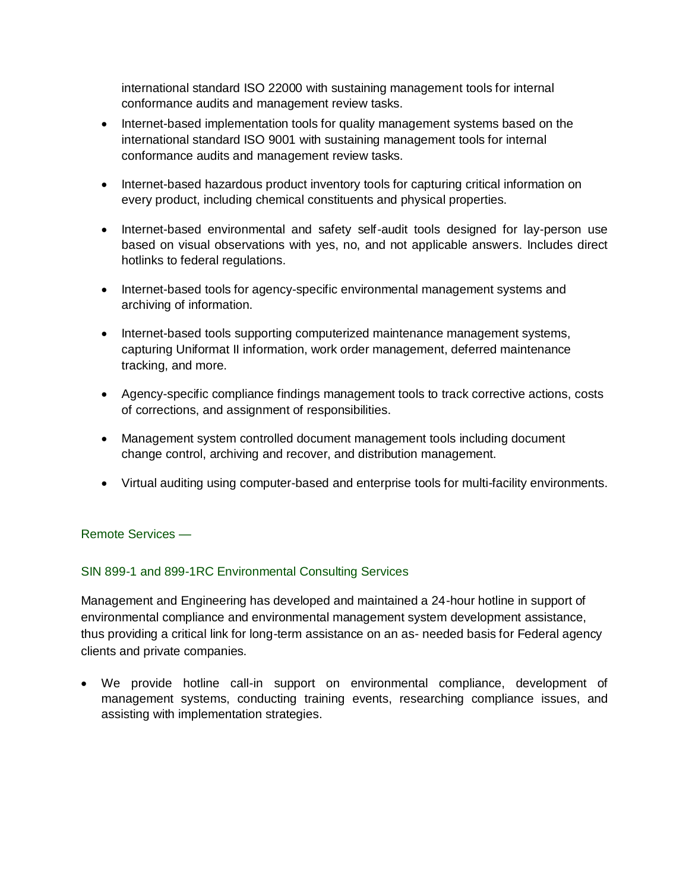international standard ISO 22000 with sustaining management tools for internal conformance audits and management review tasks.

- Internet-based implementation tools for quality management systems based on the international standard ISO 9001 with sustaining management tools for internal conformance audits and management review tasks.

- Internet-based hazardous product inventory tools for capturing critical information on every product, including chemical constituents and physical properties.

- Internet-based environmental and safety self-audit tools designed for lay-person use based on visual observations with yes, no, and not applicable answers. Includes direct hotlinks to federal regulations.

- Internet-based tools for agency-specific environmental management systems and archiving of information.

- Internet-based tools supporting computerized maintenance management systems, capturing Uniformat II information, work order management, deferred maintenance tracking, and more.

- Agency-specific compliance findings management tools to track corrective actions, costs of corrections, and assignment of responsibilities.

- Management system controlled document management tools including document change control, archiving and recover, and distribution management.

- Virtual auditing using computer-based and enterprise tools for multi-facility environments.

### Remote Services —

### SIN 899-1 and 899-1RC Environmental Consulting Services

Management and Engineering has developed and maintained a 24-hour hotline in support of environmental compliance and environmental management system development assistance, thus providing a critical link for long-term assistance on an as- needed basis for Federal agency clients and private companies.

- We provide hotline call-in support on environmental compliance, development of management systems, conducting training events, researching compliance issues, and assisting with implementation strategies.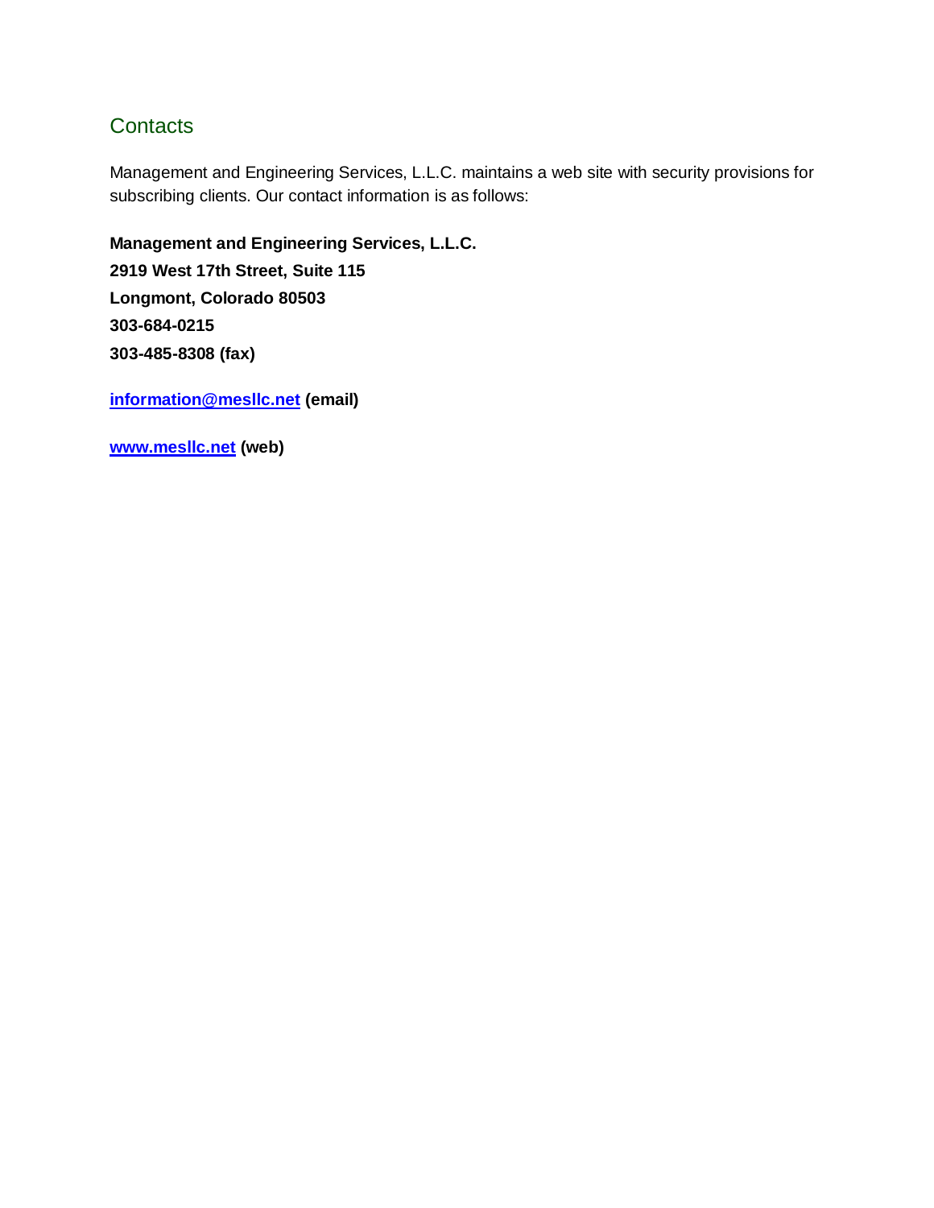## Contacts

Management and Engineering Services, L.L.C. maintains a web site with security provisions for subscribing clients. Our contact information is as follows:

**Management and Engineering Services, L.L.C.**
**2919 West 17th Street, Suite 115**
**Longmont, Colorado 80503**
**303-684-0215**
**303-485-8308 (fax)**

**information@mesllc.net (email)**

**www.mesllc.net (web)**